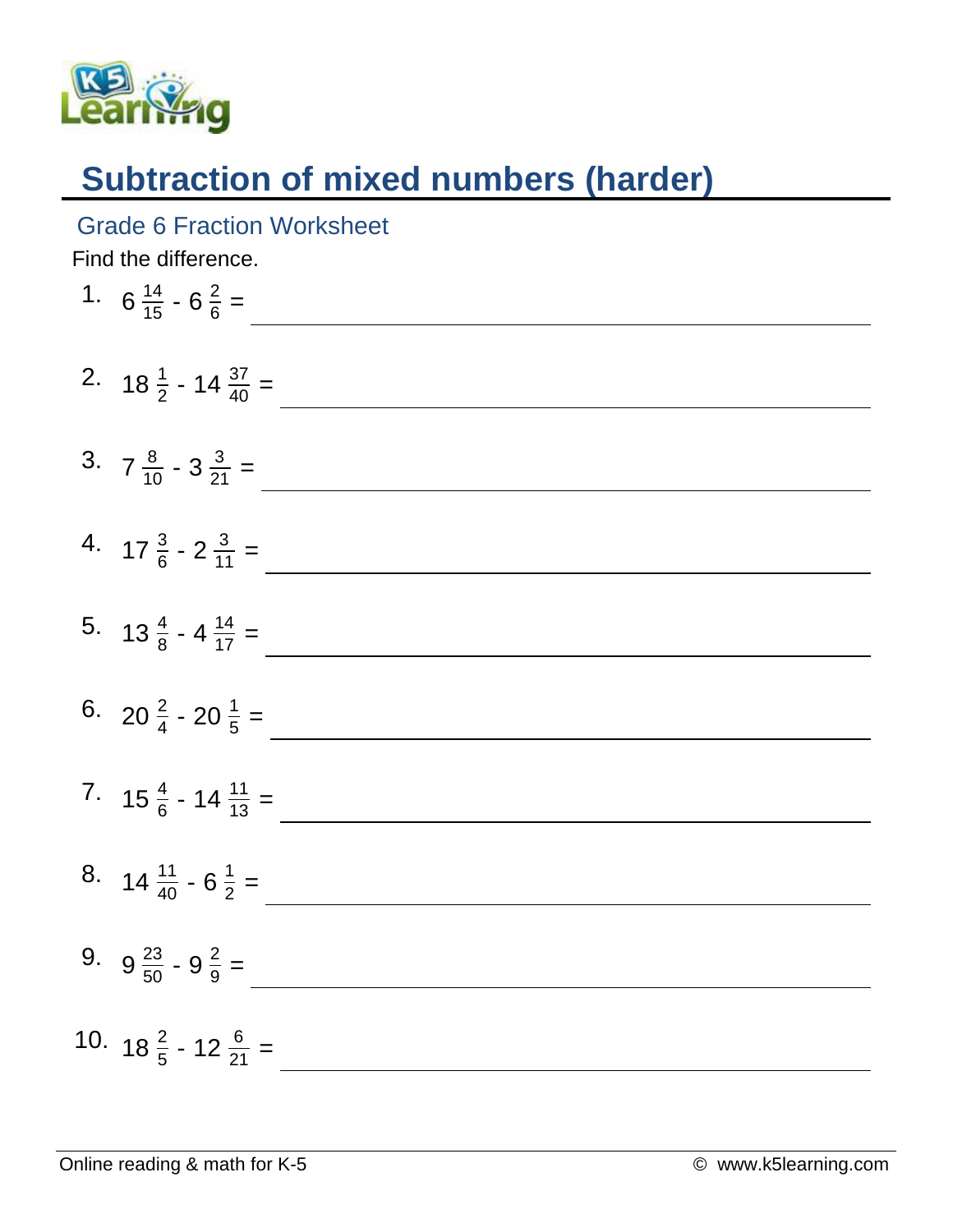# Subtraction of mixed numbers (harder)

## Grade 6 Fraction Worksheet

Find the difference.

1. $6\,\frac{14}{15} - 6\,\frac{2}{6} =$ ______________________

2. $18\,\frac{1}{2} - 14\,\frac{37}{40} =$ ______________________

3. $7\,\frac{8}{10} - 3\,\frac{3}{21} =$ ______________________

4. $17\,\frac{3}{6} - 2\,\frac{3}{11} =$ ______________________

5. $13\,\frac{4}{8} - 4\,\frac{14}{17} =$ ______________________

6. $20\,\frac{2}{4} - 20\,\frac{1}{5} =$ ______________________

7. $15\,\frac{4}{6} - 14\,\frac{11}{13} =$ ______________________

8. $14\,\frac{11}{40} - 6\,\frac{1}{2} =$ ______________________

9. $9\,\frac{23}{50} - 9\,\frac{2}{9} =$ ______________________

10. $18\,\frac{2}{5} - 12\,\frac{6}{21} =$ ______________________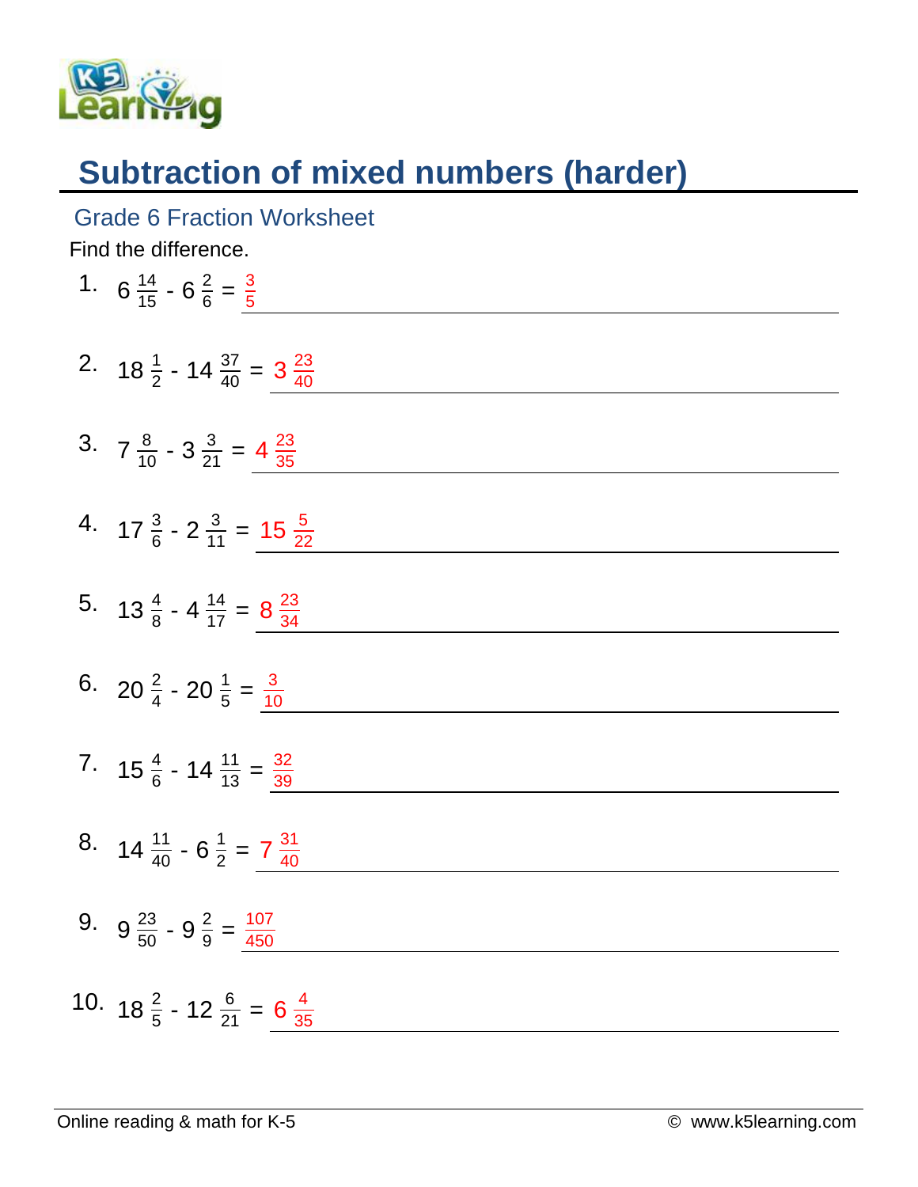# Subtraction of mixed numbers (harder)

## Grade 6 Fraction Worksheet

Find the difference.

1. $6\,\frac{14}{15} - 6\,\frac{2}{6} = \frac{3}{5}$

2. $18\,\frac{1}{2} - 14\,\frac{37}{40} = 3\,\frac{23}{40}$

3. $7\,\frac{8}{10} - 3\,\frac{3}{21} = 4\,\frac{23}{35}$

4. $17\,\frac{3}{6} - 2\,\frac{3}{11} = 15\,\frac{5}{22}$

5. $13\,\frac{4}{8} - 4\,\frac{14}{17} = 8\,\frac{23}{34}$

6. $20\,\frac{2}{4} - 20\,\frac{1}{5} = \frac{3}{10}$

7. $15\,\frac{4}{6} - 14\,\frac{11}{13} = \frac{32}{39}$

8. $14\,\frac{11}{40} - 6\,\frac{1}{2} = 7\,\frac{31}{40}$

9. $9\,\frac{23}{50} - 9\,\frac{2}{9} = \frac{107}{450}$

10. $18\,\frac{2}{5} - 12\,\frac{6}{21} = 6\,\frac{4}{35}$

Online reading & math for K-5 © www.k5learning.com